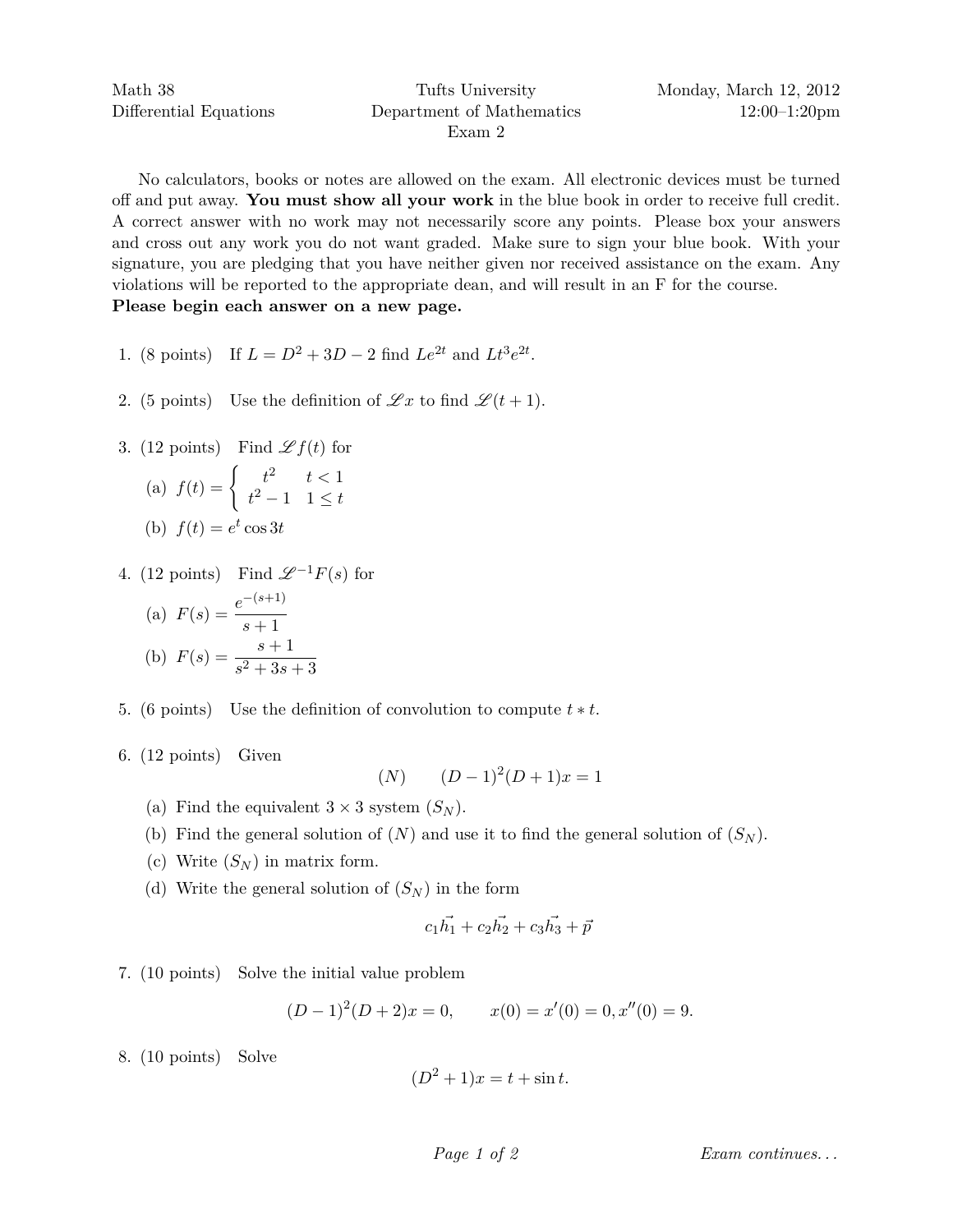Math 38
Differential Equations

Tufts University
Department of Mathematics
Exam 2

Monday, March 12, 2012
12:00–1:20pm

No calculators, books or notes are allowed on the exam. All electronic devices must be turned off and put away. **You must show all your work** in the blue book in order to receive full credit. A correct answer with no work may not necessarily score any points. Please box your answers and cross out any work you do not want graded. Make sure to sign your blue book. With your signature, you are pledging that you have neither given nor received assistance on the exam. Any violations will be reported to the appropriate dean, and will result in an F for the course.
**Please begin each answer on a new page.**

1. (8 points) If $L = D^2 + 3D - 2$ find $Le^{2t}$ and $Lt^3e^{2t}$.

2. (5 points) Use the definition of $\mathscr{L}x$ to find $\mathscr{L}(t+1)$.

3. (12 points) Find $\mathscr{L}f(t)$ for

   (a) $f(t) = \begin{cases} t^2 & t < 1 \\ t^2 - 1 & 1 \leq t \end{cases}$

   (b) $f(t) = e^t \cos 3t$

4. (12 points) Find $\mathscr{L}^{-1}F(s)$ for

   (a) $F(s) = \dfrac{e^{-(s+1)}}{s+1}$

   (b) $F(s) = \dfrac{s+1}{s^2+3s+3}$

5. (6 points) Use the definition of convolution to compute $t * t$.

6. (12 points) Given

   $$(N) \qquad (D-1)^2(D+1)x = 1$$

   (a) Find the equivalent $3 \times 3$ system $(S_N)$.

   (b) Find the general solution of $(N)$ and use it to find the general solution of $(S_N)$.

   (c) Write $(S_N)$ in matrix form.

   (d) Write the general solution of $(S_N)$ in the form

   $$c_1\vec{h_1} + c_2\vec{h_2} + c_3\vec{h_3} + \vec{p}$$

7. (10 points) Solve the initial value problem

   $$(D-1)^2(D+2)x = 0, \qquad x(0) = x'(0) = 0, x''(0) = 9.$$

8. (10 points) Solve

   $$(D^2+1)x = t + \sin t.$$

Exam continues...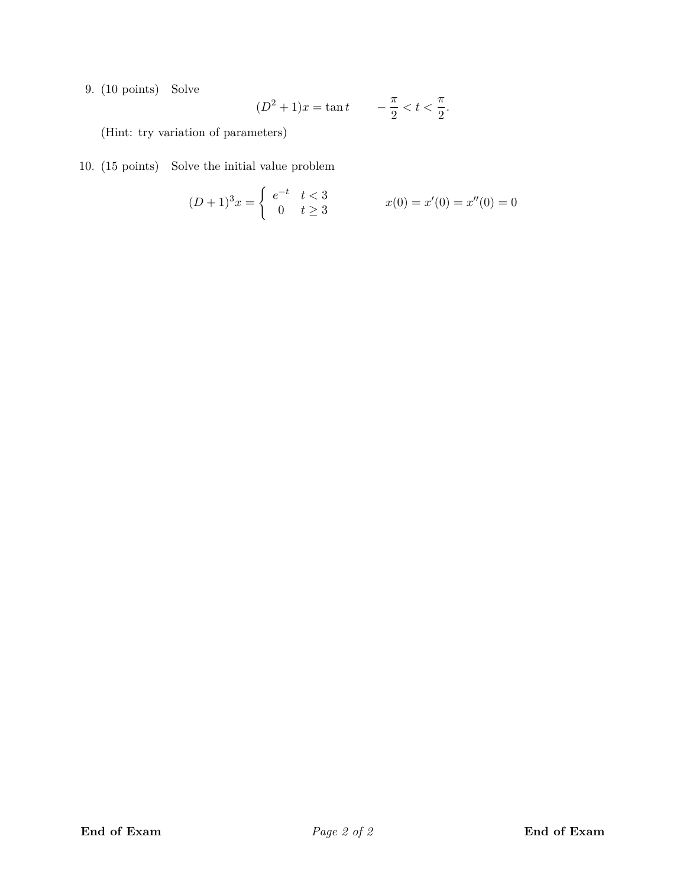9. (10 points) Solve

$$(D^2 + 1)x = \tan t \qquad -\frac{\pi}{2} < t < \frac{\pi}{2}.$$

(Hint: try variation of parameters)

10. (15 points) Solve the initial value problem

$$(D+1)^3 x = \begin{cases} e^{-t} & t < 3 \\ 0 & t \geq 3 \end{cases} \qquad x(0) = x'(0) = x''(0) = 0$$

**End of Exam** **End of Exam**